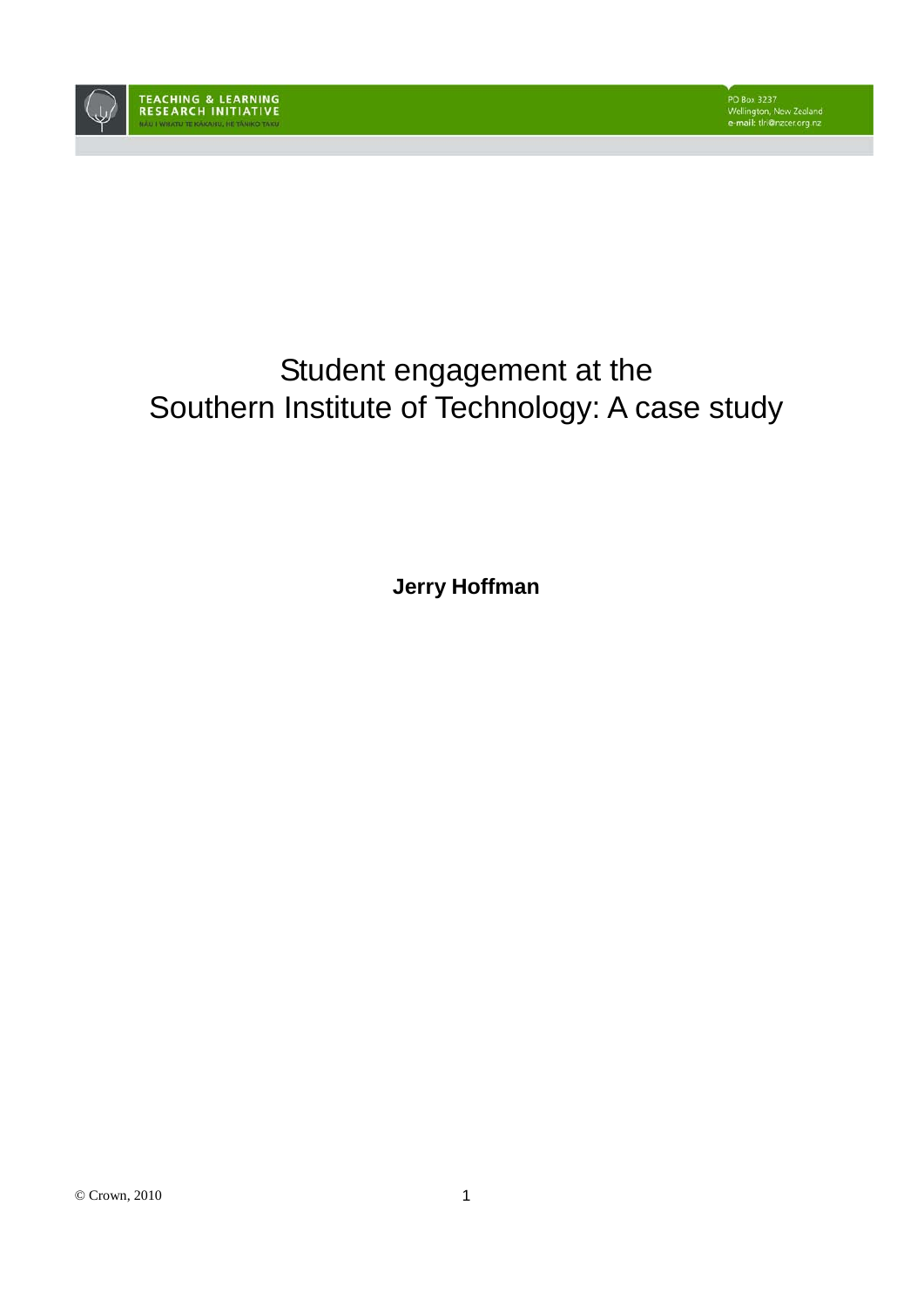TEACHING & LEARNING RESEARCH INITIATIVE

NĀU I WHATU TE KĀKAHU, HE TĀNIKO TAKU

PO Box 3237
Wellington, New Zealand
e-mail: tlri@nzcer.org.nz

# Student engagement at the Southern Institute of Technology: A case study

**Jerry Hoffman**

© Crown, 2010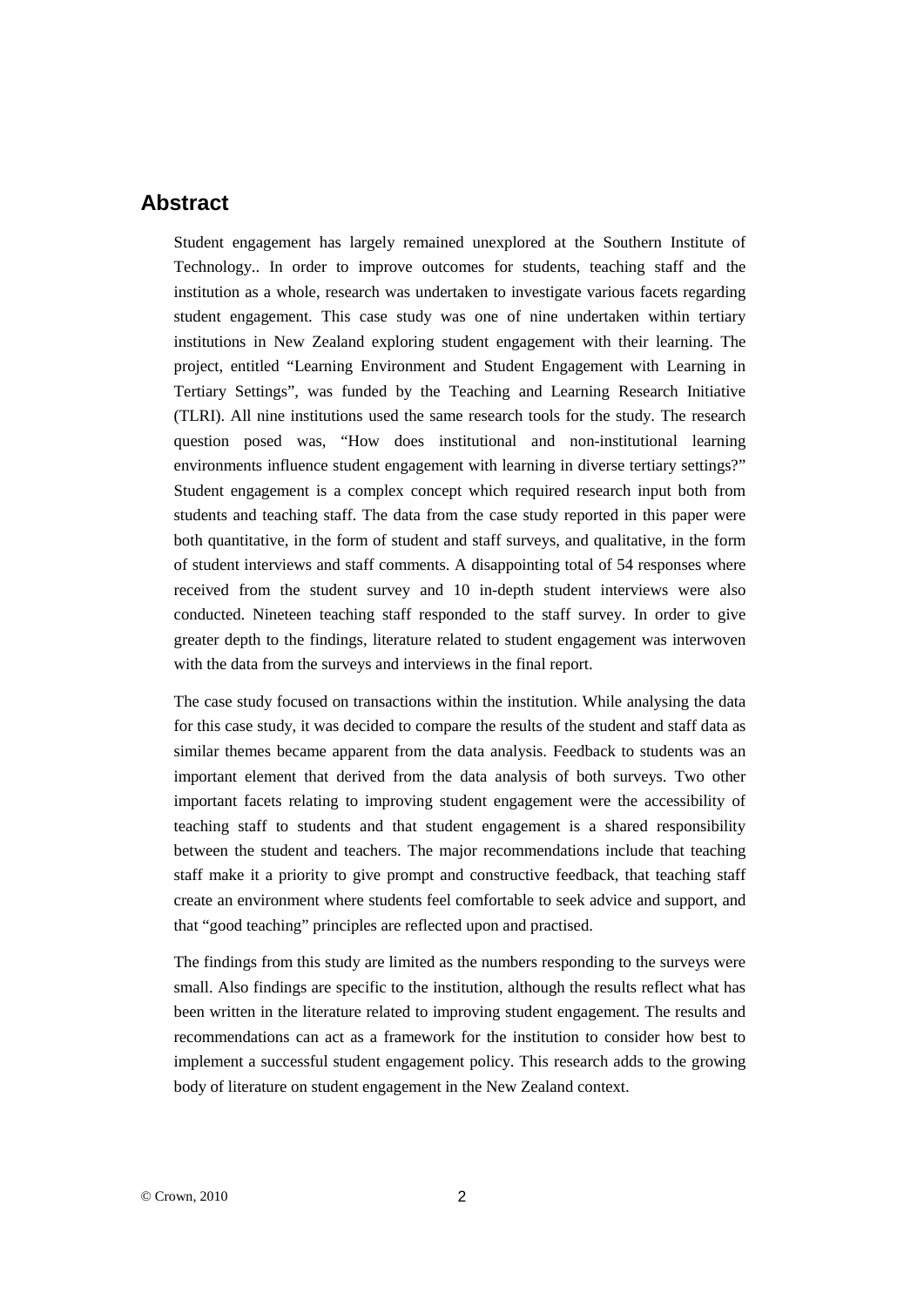## Abstract

Student engagement has largely remained unexplored at the Southern Institute of Technology.. In order to improve outcomes for students, teaching staff and the institution as a whole, research was undertaken to investigate various facets regarding student engagement. This case study was one of nine undertaken within tertiary institutions in New Zealand exploring student engagement with their learning. The project, entitled "Learning Environment and Student Engagement with Learning in Tertiary Settings", was funded by the Teaching and Learning Research Initiative (TLRI). All nine institutions used the same research tools for the study. The research question posed was, "How does institutional and non-institutional learning environments influence student engagement with learning in diverse tertiary settings?" Student engagement is a complex concept which required research input both from students and teaching staff. The data from the case study reported in this paper were both quantitative, in the form of student and staff surveys, and qualitative, in the form of student interviews and staff comments. A disappointing total of 54 responses where received from the student survey and 10 in-depth student interviews were also conducted. Nineteen teaching staff responded to the staff survey. In order to give greater depth to the findings, literature related to student engagement was interwoven with the data from the surveys and interviews in the final report.

The case study focused on transactions within the institution. While analysing the data for this case study, it was decided to compare the results of the student and staff data as similar themes became apparent from the data analysis. Feedback to students was an important element that derived from the data analysis of both surveys. Two other important facets relating to improving student engagement were the accessibility of teaching staff to students and that student engagement is a shared responsibility between the student and teachers. The major recommendations include that teaching staff make it a priority to give prompt and constructive feedback, that teaching staff create an environment where students feel comfortable to seek advice and support, and that "good teaching" principles are reflected upon and practised.

The findings from this study are limited as the numbers responding to the surveys were small. Also findings are specific to the institution, although the results reflect what has been written in the literature related to improving student engagement. The results and recommendations can act as a framework for the institution to consider how best to implement a successful student engagement policy. This research adds to the growing body of literature on student engagement in the New Zealand context.

© Crown, 2010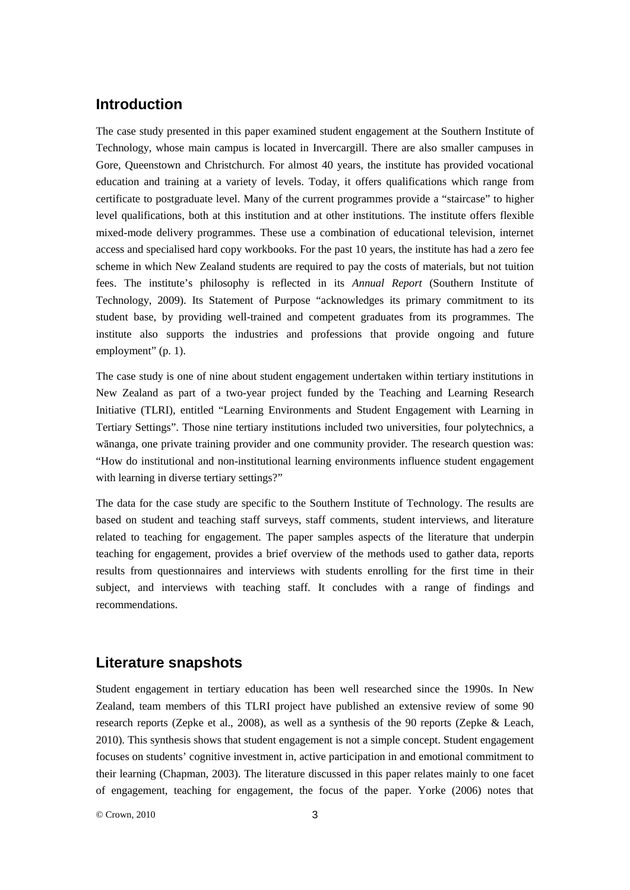## Introduction

The case study presented in this paper examined student engagement at the Southern Institute of Technology, whose main campus is located in Invercargill. There are also smaller campuses in Gore, Queenstown and Christchurch. For almost 40 years, the institute has provided vocational education and training at a variety of levels. Today, it offers qualifications which range from certificate to postgraduate level. Many of the current programmes provide a "staircase" to higher level qualifications, both at this institution and at other institutions. The institute offers flexible mixed-mode delivery programmes. These use a combination of educational television, internet access and specialised hard copy workbooks. For the past 10 years, the institute has had a zero fee scheme in which New Zealand students are required to pay the costs of materials, but not tuition fees. The institute's philosophy is reflected in its *Annual Report* (Southern Institute of Technology, 2009). Its Statement of Purpose "acknowledges its primary commitment to its student base, by providing well-trained and competent graduates from its programmes. The institute also supports the industries and professions that provide ongoing and future employment" (p. 1).

The case study is one of nine about student engagement undertaken within tertiary institutions in New Zealand as part of a two-year project funded by the Teaching and Learning Research Initiative (TLRI), entitled "Learning Environments and Student Engagement with Learning in Tertiary Settings". Those nine tertiary institutions included two universities, four polytechnics, a wānanga, one private training provider and one community provider. The research question was: "How do institutional and non-institutional learning environments influence student engagement with learning in diverse tertiary settings?"

The data for the case study are specific to the Southern Institute of Technology. The results are based on student and teaching staff surveys, staff comments, student interviews, and literature related to teaching for engagement. The paper samples aspects of the literature that underpin teaching for engagement, provides a brief overview of the methods used to gather data, reports results from questionnaires and interviews with students enrolling for the first time in their subject, and interviews with teaching staff. It concludes with a range of findings and recommendations.

## Literature snapshots

Student engagement in tertiary education has been well researched since the 1990s. In New Zealand, team members of this TLRI project have published an extensive review of some 90 research reports (Zepke et al., 2008), as well as a synthesis of the 90 reports (Zepke & Leach, 2010). This synthesis shows that student engagement is not a simple concept. Student engagement focuses on students' cognitive investment in, active participation in and emotional commitment to their learning (Chapman, 2003). The literature discussed in this paper relates mainly to one facet of engagement, teaching for engagement, the focus of the paper. Yorke (2006) notes that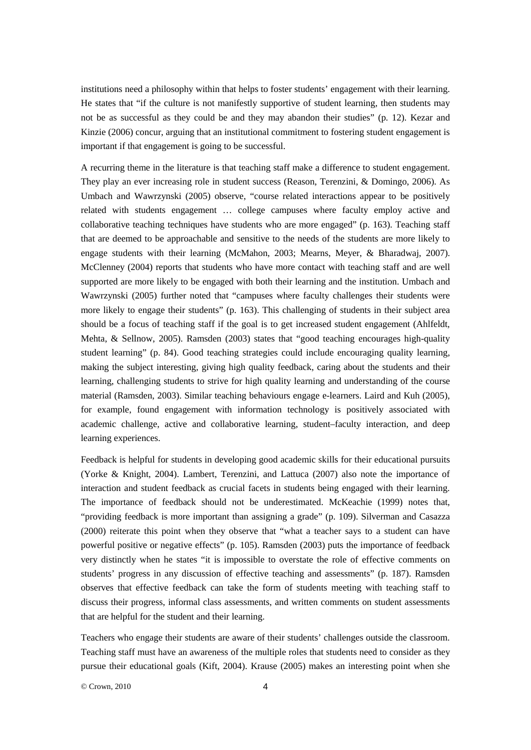institutions need a philosophy within that helps to foster students' engagement with their learning. He states that "if the culture is not manifestly supportive of student learning, then students may not be as successful as they could be and they may abandon their studies" (p. 12). Kezar and Kinzie (2006) concur, arguing that an institutional commitment to fostering student engagement is important if that engagement is going to be successful.

A recurring theme in the literature is that teaching staff make a difference to student engagement. They play an ever increasing role in student success (Reason, Terenzini, & Domingo, 2006). As Umbach and Wawrzynski (2005) observe, "course related interactions appear to be positively related with students engagement … college campuses where faculty employ active and collaborative teaching techniques have students who are more engaged" (p. 163). Teaching staff that are deemed to be approachable and sensitive to the needs of the students are more likely to engage students with their learning (McMahon, 2003; Mearns, Meyer, & Bharadwaj, 2007). McClenney (2004) reports that students who have more contact with teaching staff and are well supported are more likely to be engaged with both their learning and the institution. Umbach and Wawrzynski (2005) further noted that "campuses where faculty challenges their students were more likely to engage their students" (p. 163). This challenging of students in their subject area should be a focus of teaching staff if the goal is to get increased student engagement (Ahlfeldt, Mehta, & Sellnow, 2005). Ramsden (2003) states that "good teaching encourages high-quality student learning" (p. 84). Good teaching strategies could include encouraging quality learning, making the subject interesting, giving high quality feedback, caring about the students and their learning, challenging students to strive for high quality learning and understanding of the course material (Ramsden, 2003). Similar teaching behaviours engage e-learners. Laird and Kuh (2005), for example, found engagement with information technology is positively associated with academic challenge, active and collaborative learning, student–faculty interaction, and deep learning experiences.

Feedback is helpful for students in developing good academic skills for their educational pursuits (Yorke & Knight, 2004). Lambert, Terenzini, and Lattuca (2007) also note the importance of interaction and student feedback as crucial facets in students being engaged with their learning. The importance of feedback should not be underestimated. McKeachie (1999) notes that, "providing feedback is more important than assigning a grade" (p. 109). Silverman and Casazza (2000) reiterate this point when they observe that "what a teacher says to a student can have powerful positive or negative effects" (p. 105). Ramsden (2003) puts the importance of feedback very distinctly when he states "it is impossible to overstate the role of effective comments on students' progress in any discussion of effective teaching and assessments" (p. 187). Ramsden observes that effective feedback can take the form of students meeting with teaching staff to discuss their progress, informal class assessments, and written comments on student assessments that are helpful for the student and their learning.

Teachers who engage their students are aware of their students' challenges outside the classroom. Teaching staff must have an awareness of the multiple roles that students need to consider as they pursue their educational goals (Kift, 2004). Krause (2005) makes an interesting point when she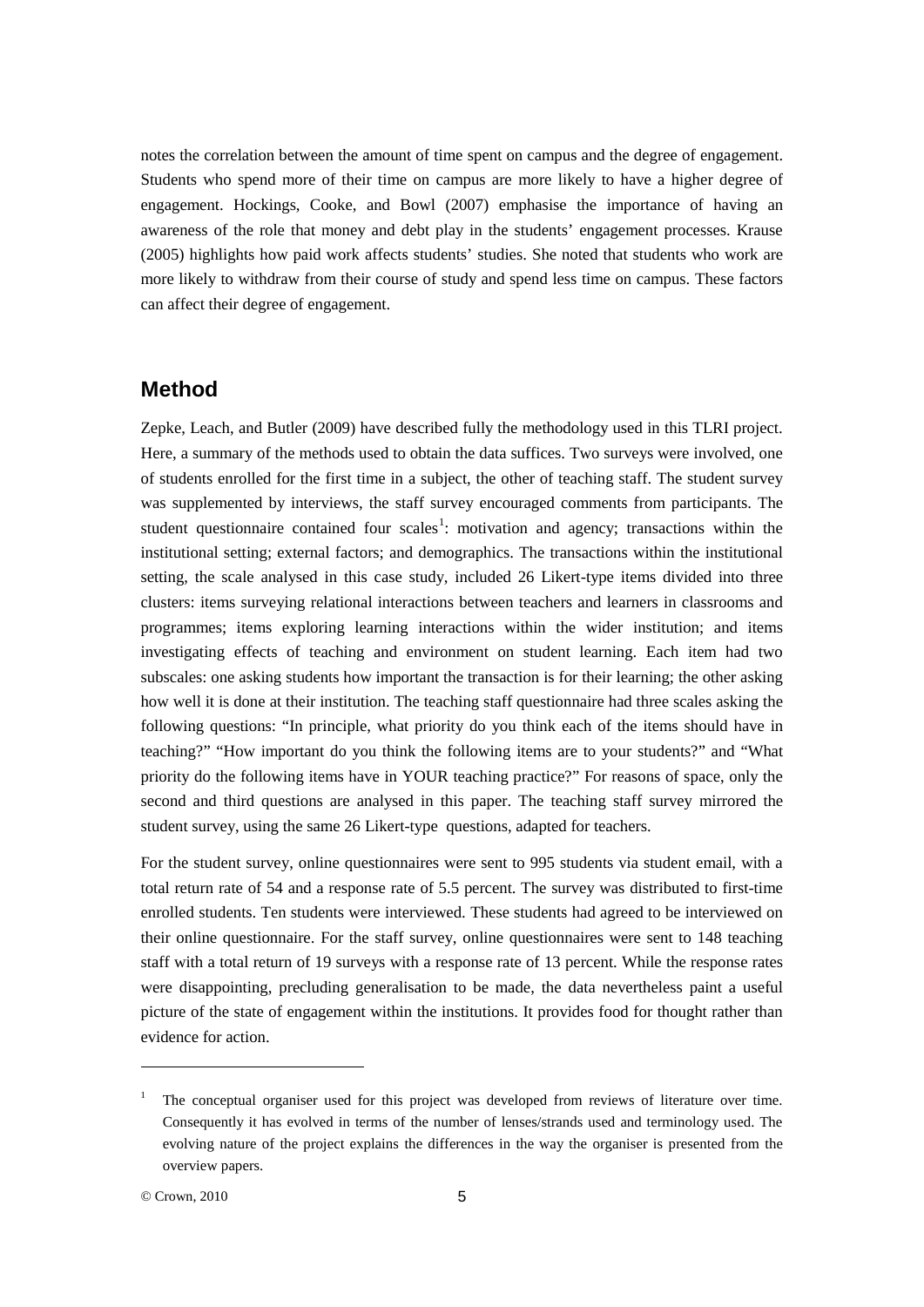notes the correlation between the amount of time spent on campus and the degree of engagement. Students who spend more of their time on campus are more likely to have a higher degree of engagement. Hockings, Cooke, and Bowl (2007) emphasise the importance of having an awareness of the role that money and debt play in the students' engagement processes. Krause (2005) highlights how paid work affects students' studies. She noted that students who work are more likely to withdraw from their course of study and spend less time on campus. These factors can affect their degree of engagement.

## Method

Zepke, Leach, and Butler (2009) have described fully the methodology used in this TLRI project. Here, a summary of the methods used to obtain the data suffices. Two surveys were involved, one of students enrolled for the first time in a subject, the other of teaching staff. The student survey was supplemented by interviews, the staff survey encouraged comments from participants. The student questionnaire contained four scales[1]: motivation and agency; transactions within the institutional setting; external factors; and demographics. The transactions within the institutional setting, the scale analysed in this case study, included 26 Likert-type items divided into three clusters: items surveying relational interactions between teachers and learners in classrooms and programmes; items exploring learning interactions within the wider institution; and items investigating effects of teaching and environment on student learning. Each item had two subscales: one asking students how important the transaction is for their learning; the other asking how well it is done at their institution. The teaching staff questionnaire had three scales asking the following questions: "In principle, what priority do you think each of the items should have in teaching?" "How important do you think the following items are to your students?" and "What priority do the following items have in YOUR teaching practice?" For reasons of space, only the second and third questions are analysed in this paper. The teaching staff survey mirrored the student survey, using the same 26 Likert-type questions, adapted for teachers.

For the student survey, online questionnaires were sent to 995 students via student email, with a total return rate of 54 and a response rate of 5.5 percent. The survey was distributed to first-time enrolled students. Ten students were interviewed. These students had agreed to be interviewed on their online questionnaire. For the staff survey, online questionnaires were sent to 148 teaching staff with a total return of 19 surveys with a response rate of 13 percent. While the response rates were disappointing, precluding generalisation to be made, the data nevertheless paint a useful picture of the state of engagement within the institutions. It provides food for thought rather than evidence for action.

---

[1] The conceptual organiser used for this project was developed from reviews of literature over time. Consequently it has evolved in terms of the number of lenses/strands used and terminology used. The evolving nature of the project explains the differences in the way the organiser is presented from the overview papers.

© Crown, 2010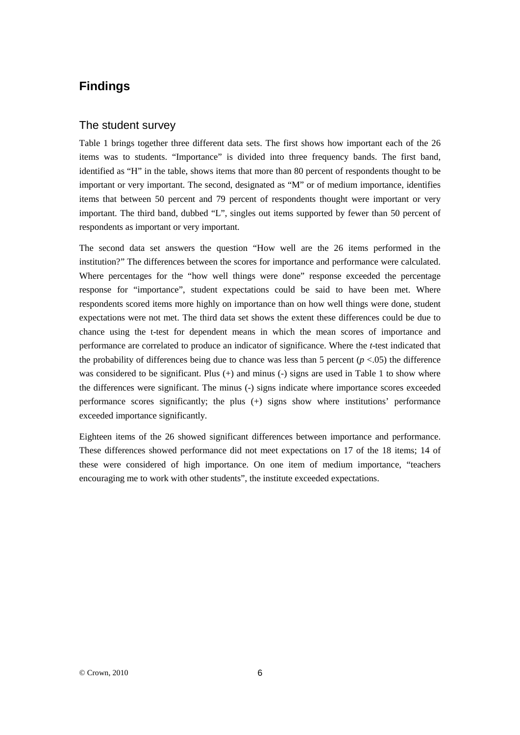## Findings

### The student survey

Table 1 brings together three different data sets. The first shows how important each of the 26 items was to students. "Importance" is divided into three frequency bands. The first band, identified as "H" in the table, shows items that more than 80 percent of respondents thought to be important or very important. The second, designated as "M" or of medium importance, identifies items that between 50 percent and 79 percent of respondents thought were important or very important. The third band, dubbed "L", singles out items supported by fewer than 50 percent of respondents as important or very important.

The second data set answers the question "How well are the 26 items performed in the institution?" The differences between the scores for importance and performance were calculated. Where percentages for the "how well things were done" response exceeded the percentage response for "importance", student expectations could be said to have been met. Where respondents scored items more highly on importance than on how well things were done, student expectations were not met. The third data set shows the extent these differences could be due to chance using the t-test for dependent means in which the mean scores of importance and performance are correlated to produce an indicator of significance. Where the *t*-test indicated that the probability of differences being due to chance was less than 5 percent ($p < .05$) the difference was considered to be significant. Plus (+) and minus (-) signs are used in Table 1 to show where the differences were significant. The minus (-) signs indicate where importance scores exceeded performance scores significantly; the plus (+) signs show where institutions' performance exceeded importance significantly.

Eighteen items of the 26 showed significant differences between importance and performance. These differences showed performance did not meet expectations on 17 of the 18 items; 14 of these were considered of high importance. On one item of medium importance, "teachers encouraging me to work with other students", the institute exceeded expectations.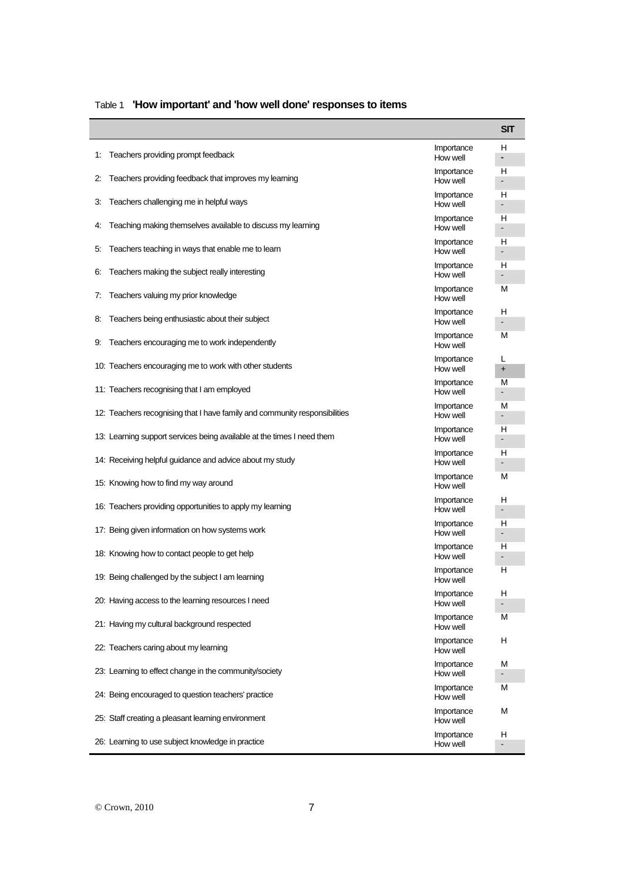Table 1 **'How important' and 'how well done' responses to items**

| | | SIT |
|---|---|---|
| 1: Teachers providing prompt feedback | Importance | H |
| | How well | - |
| 2: Teachers providing feedback that improves my learning | Importance | H |
| | How well | - |
| 3: Teachers challenging me in helpful ways | Importance | H |
| | How well | - |
| 4: Teaching making themselves available to discuss my learning | Importance | H |
| | How well | - |
| 5: Teachers teaching in ways that enable me to learn | Importance | H |
| | How well | - |
| 6: Teachers making the subject really interesting | Importance | H |
| | How well | - |
| 7: Teachers valuing my prior knowledge | Importance | M |
| | How well | |
| 8: Teachers being enthusiastic about their subject | Importance | H |
| | How well | - |
| 9: Teachers encouraging me to work independently | Importance | M |
| | How well | |
| 10: Teachers encouraging me to work with other students | Importance | L |
| | How well | + |
| 11: Teachers recognising that I am employed | Importance | M |
| | How well | - |
| 12: Teachers recognising that I have family and community responsibilities | Importance | M |
| | How well | - |
| 13: Learning support services being available at the times I need them | Importance | H |
| | How well | - |
| 14: Receiving helpful guidance and advice about my study | Importance | H |
| | How well | - |
| 15: Knowing how to find my way around | Importance | M |
| | How well | |
| 16: Teachers providing opportunities to apply my learning | Importance | H |
| | How well | - |
| 17: Being given information on how systems work | Importance | H |
| | How well | - |
| 18: Knowing how to contact people to get help | Importance | H |
| | How well | - |
| 19: Being challenged by the subject I am learning | Importance | H |
| | How well | |
| 20: Having access to the learning resources I need | Importance | H |
| | How well | - |
| 21: Having my cultural background respected | Importance | M |
| | How well | |
| 22: Teachers caring about my learning | Importance | H |
| | How well | |
| 23: Learning to effect change in the community/society | Importance | M |
| | How well | - |
| 24: Being encouraged to question teachers' practice | Importance | M |
| | How well | |
| 25: Staff creating a pleasant learning environment | Importance | M |
| | How well | |
| 26: Learning to use subject knowledge in practice | Importance | H |
| | How well | - |

© Crown, 2010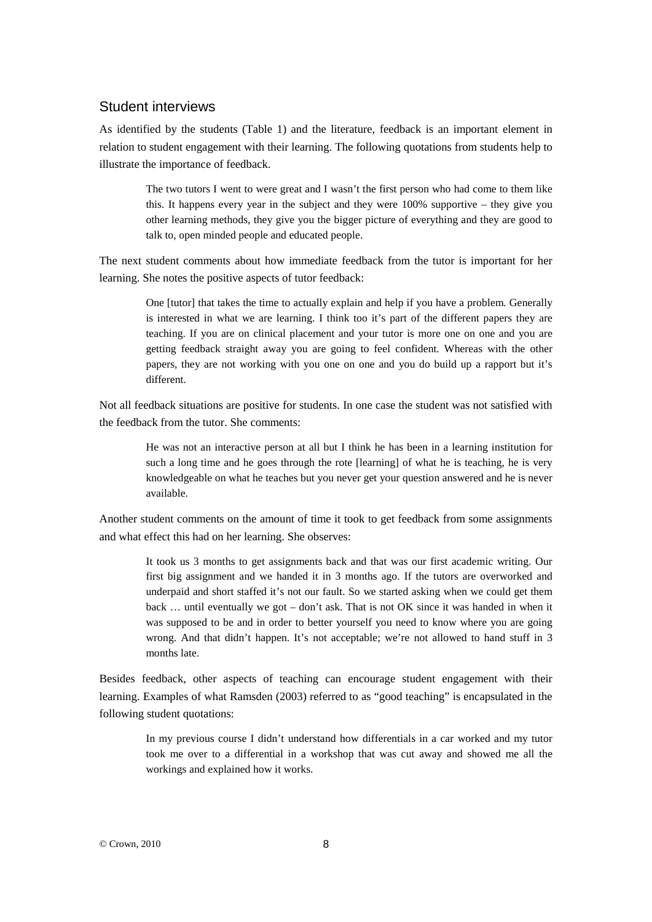## Student interviews

As identified by the students (Table 1) and the literature, feedback is an important element in relation to student engagement with their learning. The following quotations from students help to illustrate the importance of feedback.

> The two tutors I went to were great and I wasn't the first person who had come to them like this. It happens every year in the subject and they were 100% supportive – they give you other learning methods, they give you the bigger picture of everything and they are good to talk to, open minded people and educated people.

The next student comments about how immediate feedback from the tutor is important for her learning. She notes the positive aspects of tutor feedback:

> One [tutor] that takes the time to actually explain and help if you have a problem. Generally is interested in what we are learning. I think too it's part of the different papers they are teaching. If you are on clinical placement and your tutor is more one on one and you are getting feedback straight away you are going to feel confident. Whereas with the other papers, they are not working with you one on one and you do build up a rapport but it's different.

Not all feedback situations are positive for students. In one case the student was not satisfied with the feedback from the tutor. She comments:

> He was not an interactive person at all but I think he has been in a learning institution for such a long time and he goes through the rote [learning] of what he is teaching, he is very knowledgeable on what he teaches but you never get your question answered and he is never available.

Another student comments on the amount of time it took to get feedback from some assignments and what effect this had on her learning. She observes:

> It took us 3 months to get assignments back and that was our first academic writing. Our first big assignment and we handed it in 3 months ago. If the tutors are overworked and underpaid and short staffed it's not our fault. So we started asking when we could get them back … until eventually we got – don't ask. That is not OK since it was handed in when it was supposed to be and in order to better yourself you need to know where you are going wrong. And that didn't happen. It's not acceptable; we're not allowed to hand stuff in 3 months late.

Besides feedback, other aspects of teaching can encourage student engagement with their learning. Examples of what Ramsden (2003) referred to as "good teaching" is encapsulated in the following student quotations:

> In my previous course I didn't understand how differentials in a car worked and my tutor took me over to a differential in a workshop that was cut away and showed me all the workings and explained how it works.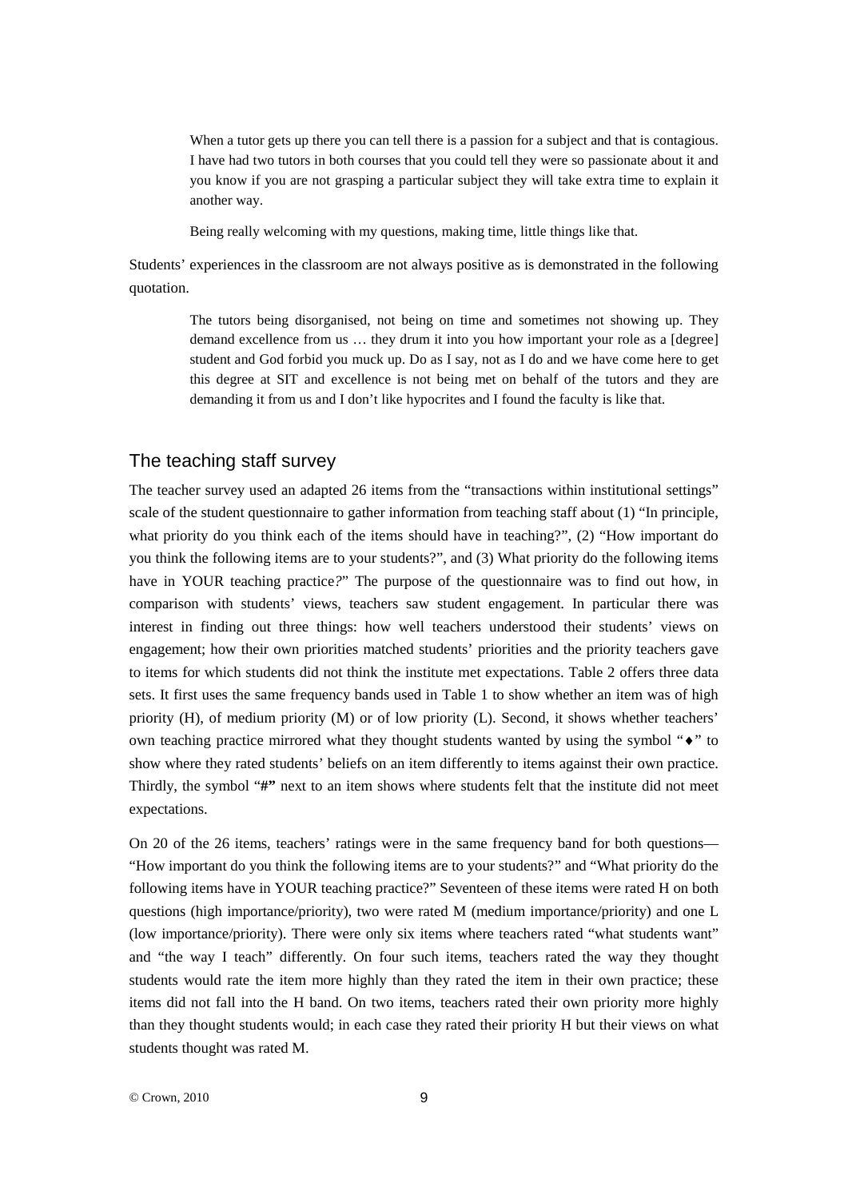> When a tutor gets up there you can tell there is a passion for a subject and that is contagious. I have had two tutors in both courses that you could tell they were so passionate about it and you know if you are not grasping a particular subject they will take extra time to explain it another way.

> Being really welcoming with my questions, making time, little things like that.

Students' experiences in the classroom are not always positive as is demonstrated in the following quotation.

> The tutors being disorganised, not being on time and sometimes not showing up. They demand excellence from us … they drum it into you how important your role as a [degree] student and God forbid you muck up. Do as I say, not as I do and we have come here to get this degree at SIT and excellence is not being met on behalf of the tutors and they are demanding it from us and I don't like hypocrites and I found the faculty is like that.

## The teaching staff survey

The teacher survey used an adapted 26 items from the "transactions within institutional settings" scale of the student questionnaire to gather information from teaching staff about (1) "In principle, what priority do you think each of the items should have in teaching?", (2) "How important do you think the following items are to your students?", and (3) What priority do the following items have in YOUR teaching practice?" The purpose of the questionnaire was to find out how, in comparison with students' views, teachers saw student engagement. In particular there was interest in finding out three things: how well teachers understood their students' views on engagement; how their own priorities matched students' priorities and the priority teachers gave to items for which students did not think the institute met expectations. Table 2 offers three data sets. It first uses the same frequency bands used in Table 1 to show whether an item was of high priority (H), of medium priority (M) or of low priority (L). Second, it shows whether teachers' own teaching practice mirrored what they thought students wanted by using the symbol "♦" to show where they rated students' beliefs on an item differently to items against their own practice. Thirdly, the symbol "**#**" next to an item shows where students felt that the institute did not meet expectations.

On 20 of the 26 items, teachers' ratings were in the same frequency band for both questions—"How important do you think the following items are to your students?" and "What priority do the following items have in YOUR teaching practice?" Seventeen of these items were rated H on both questions (high importance/priority), two were rated M (medium importance/priority) and one L (low importance/priority). There were only six items where teachers rated "what students want" and "the way I teach" differently. On four such items, teachers rated the way they thought students would rate the item more highly than they rated the item in their own practice; these items did not fall into the H band. On two items, teachers rated their own priority more highly than they thought students would; in each case they rated their priority H but their views on what students thought was rated M.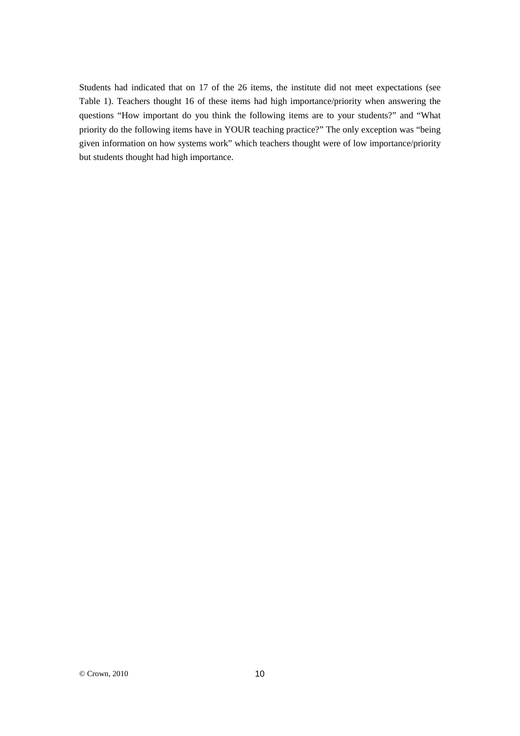Students had indicated that on 17 of the 26 items, the institute did not meet expectations (see Table 1). Teachers thought 16 of these items had high importance/priority when answering the questions "How important do you think the following items are to your students?" and "What priority do the following items have in YOUR teaching practice?" The only exception was "being given information on how systems work" which teachers thought were of low importance/priority but students thought had high importance.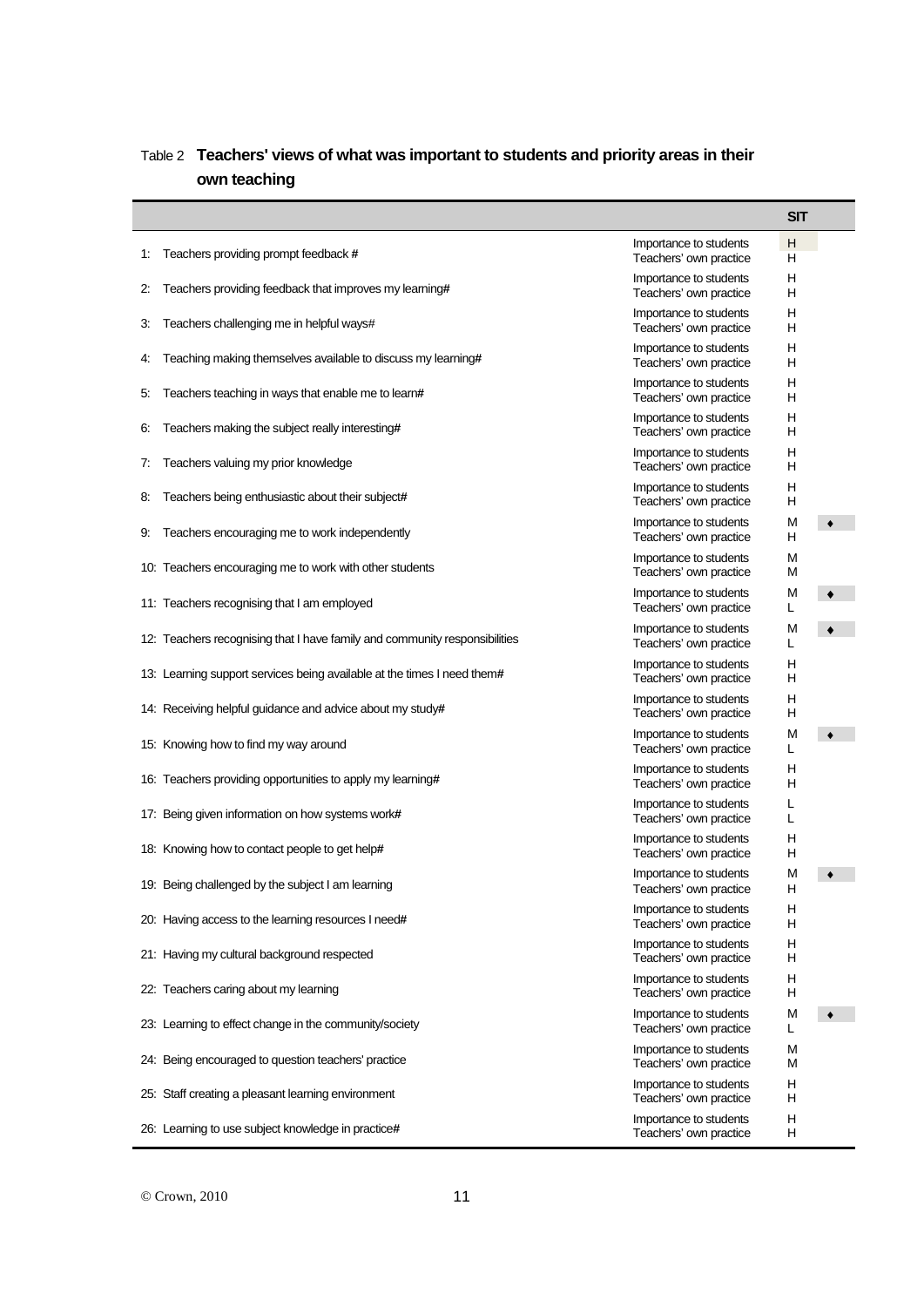Table 2 **Teachers' views of what was important to students and priority areas in their own teaching**

| | | SIT | |
|---|---|---|---|
| 1: Teachers providing prompt feedback # | Importance to students<br>Teachers' own practice | H<br>H | |
| 2: Teachers providing feedback that improves my learning# | Importance to students<br>Teachers' own practice | H<br>H | |
| 3: Teachers challenging me in helpful ways# | Importance to students<br>Teachers' own practice | H<br>H | |
| 4: Teaching making themselves available to discuss my learning# | Importance to students<br>Teachers' own practice | H<br>H | |
| 5: Teachers teaching in ways that enable me to learn# | Importance to students<br>Teachers' own practice | H<br>H | |
| 6: Teachers making the subject really interesting# | Importance to students<br>Teachers' own practice | H<br>H | |
| 7: Teachers valuing my prior knowledge | Importance to students<br>Teachers' own practice | H<br>H | |
| 8: Teachers being enthusiastic about their subject# | Importance to students<br>Teachers' own practice | H<br>H | |
| 9: Teachers encouraging me to work independently | Importance to students<br>Teachers' own practice | M<br>H | ♦ |
| 10: Teachers encouraging me to work with other students | Importance to students<br>Teachers' own practice | M<br>M | |
| 11: Teachers recognising that I am employed | Importance to students<br>Teachers' own practice | M<br>L | ♦ |
| 12: Teachers recognising that I have family and community responsibilities | Importance to students<br>Teachers' own practice | M<br>L | ♦ |
| 13: Learning support services being available at the times I need them# | Importance to students<br>Teachers' own practice | H<br>H | |
| 14: Receiving helpful guidance and advice about my study# | Importance to students<br>Teachers' own practice | H<br>H | |
| 15: Knowing how to find my way around | Importance to students<br>Teachers' own practice | M<br>L | ♦ |
| 16: Teachers providing opportunities to apply my learning# | Importance to students<br>Teachers' own practice | H<br>H | |
| 17: Being given information on how systems work# | Importance to students<br>Teachers' own practice | L<br>L | |
| 18: Knowing how to contact people to get help# | Importance to students<br>Teachers' own practice | H<br>H | |
| 19: Being challenged by the subject I am learning | Importance to students<br>Teachers' own practice | M<br>H | ♦ |
| 20: Having access to the learning resources I need# | Importance to students<br>Teachers' own practice | H<br>H | |
| 21: Having my cultural background respected | Importance to students<br>Teachers' own practice | H<br>H | |
| 22: Teachers caring about my learning | Importance to students<br>Teachers' own practice | H<br>H | |
| 23: Learning to effect change in the community/society | Importance to students<br>Teachers' own practice | M<br>L | ♦ |
| 24: Being encouraged to question teachers' practice | Importance to students<br>Teachers' own practice | M<br>M | |
| 25: Staff creating a pleasant learning environment | Importance to students<br>Teachers' own practice | H<br>H | |
| 26: Learning to use subject knowledge in practice# | Importance to students<br>Teachers' own practice | H<br>H | |

© Crown, 2010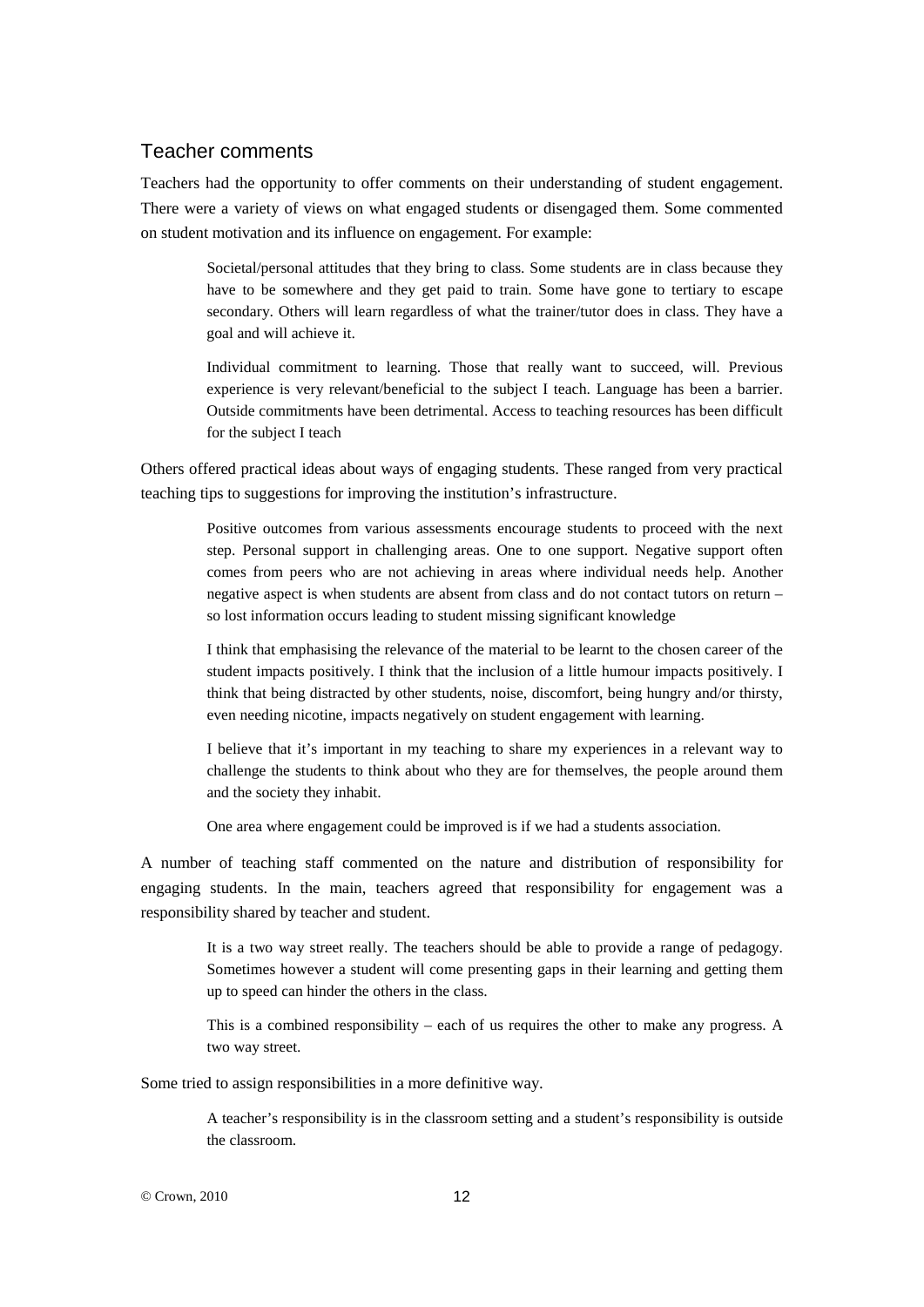## Teacher comments

Teachers had the opportunity to offer comments on their understanding of student engagement. There were a variety of views on what engaged students or disengaged them. Some commented on student motivation and its influence on engagement. For example:

> Societal/personal attitudes that they bring to class. Some students are in class because they have to be somewhere and they get paid to train. Some have gone to tertiary to escape secondary. Others will learn regardless of what the trainer/tutor does in class. They have a goal and will achieve it.

> Individual commitment to learning. Those that really want to succeed, will. Previous experience is very relevant/beneficial to the subject I teach. Language has been a barrier. Outside commitments have been detrimental. Access to teaching resources has been difficult for the subject I teach

Others offered practical ideas about ways of engaging students. These ranged from very practical teaching tips to suggestions for improving the institution's infrastructure.

> Positive outcomes from various assessments encourage students to proceed with the next step. Personal support in challenging areas. One to one support. Negative support often comes from peers who are not achieving in areas where individual needs help. Another negative aspect is when students are absent from class and do not contact tutors on return – so lost information occurs leading to student missing significant knowledge

> I think that emphasising the relevance of the material to be learnt to the chosen career of the student impacts positively. I think that the inclusion of a little humour impacts positively. I think that being distracted by other students, noise, discomfort, being hungry and/or thirsty, even needing nicotine, impacts negatively on student engagement with learning.

> I believe that it's important in my teaching to share my experiences in a relevant way to challenge the students to think about who they are for themselves, the people around them and the society they inhabit.

> One area where engagement could be improved is if we had a students association.

A number of teaching staff commented on the nature and distribution of responsibility for engaging students. In the main, teachers agreed that responsibility for engagement was a responsibility shared by teacher and student.

> It is a two way street really. The teachers should be able to provide a range of pedagogy. Sometimes however a student will come presenting gaps in their learning and getting them up to speed can hinder the others in the class.

> This is a combined responsibility – each of us requires the other to make any progress. A two way street.

Some tried to assign responsibilities in a more definitive way.

> A teacher's responsibility is in the classroom setting and a student's responsibility is outside the classroom.

© Crown, 2010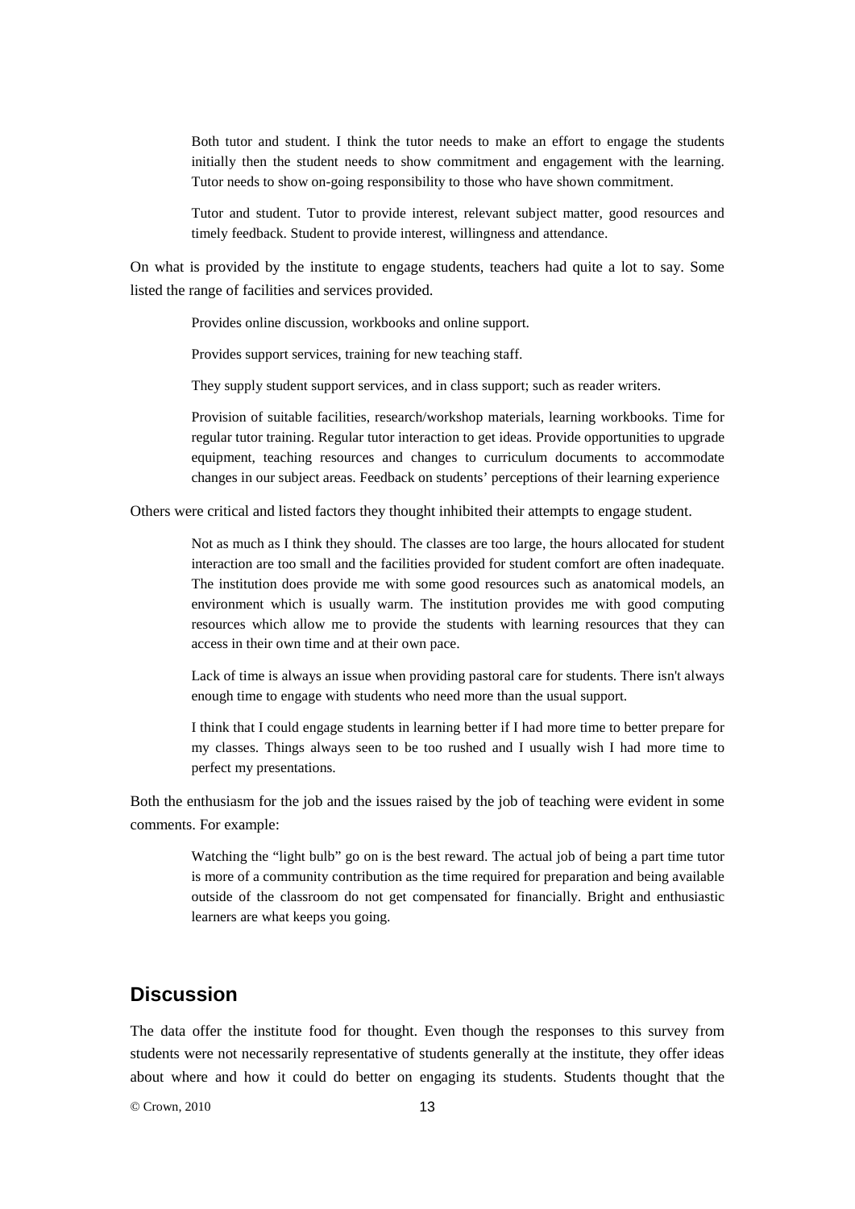> Both tutor and student. I think the tutor needs to make an effort to engage the students initially then the student needs to show commitment and engagement with the learning. Tutor needs to show on-going responsibility to those who have shown commitment.

> Tutor and student. Tutor to provide interest, relevant subject matter, good resources and timely feedback. Student to provide interest, willingness and attendance.

On what is provided by the institute to engage students, teachers had quite a lot to say. Some listed the range of facilities and services provided.

> Provides online discussion, workbooks and online support.

> Provides support services, training for new teaching staff.

> They supply student support services, and in class support; such as reader writers.

> Provision of suitable facilities, research/workshop materials, learning workbooks. Time for regular tutor training. Regular tutor interaction to get ideas. Provide opportunities to upgrade equipment, teaching resources and changes to curriculum documents to accommodate changes in our subject areas. Feedback on students' perceptions of their learning experience

Others were critical and listed factors they thought inhibited their attempts to engage student.

> Not as much as I think they should. The classes are too large, the hours allocated for student interaction are too small and the facilities provided for student comfort are often inadequate. The institution does provide me with some good resources such as anatomical models, an environment which is usually warm. The institution provides me with good computing resources which allow me to provide the students with learning resources that they can access in their own time and at their own pace.

> Lack of time is always an issue when providing pastoral care for students. There isn't always enough time to engage with students who need more than the usual support.

> I think that I could engage students in learning better if I had more time to better prepare for my classes. Things always seen to be too rushed and I usually wish I had more time to perfect my presentations.

Both the enthusiasm for the job and the issues raised by the job of teaching were evident in some comments. For example:

> Watching the "light bulb" go on is the best reward. The actual job of being a part time tutor is more of a community contribution as the time required for preparation and being available outside of the classroom do not get compensated for financially. Bright and enthusiastic learners are what keeps you going.

## Discussion

The data offer the institute food for thought. Even though the responses to this survey from students were not necessarily representative of students generally at the institute, they offer ideas about where and how it could do better on engaging its students. Students thought that the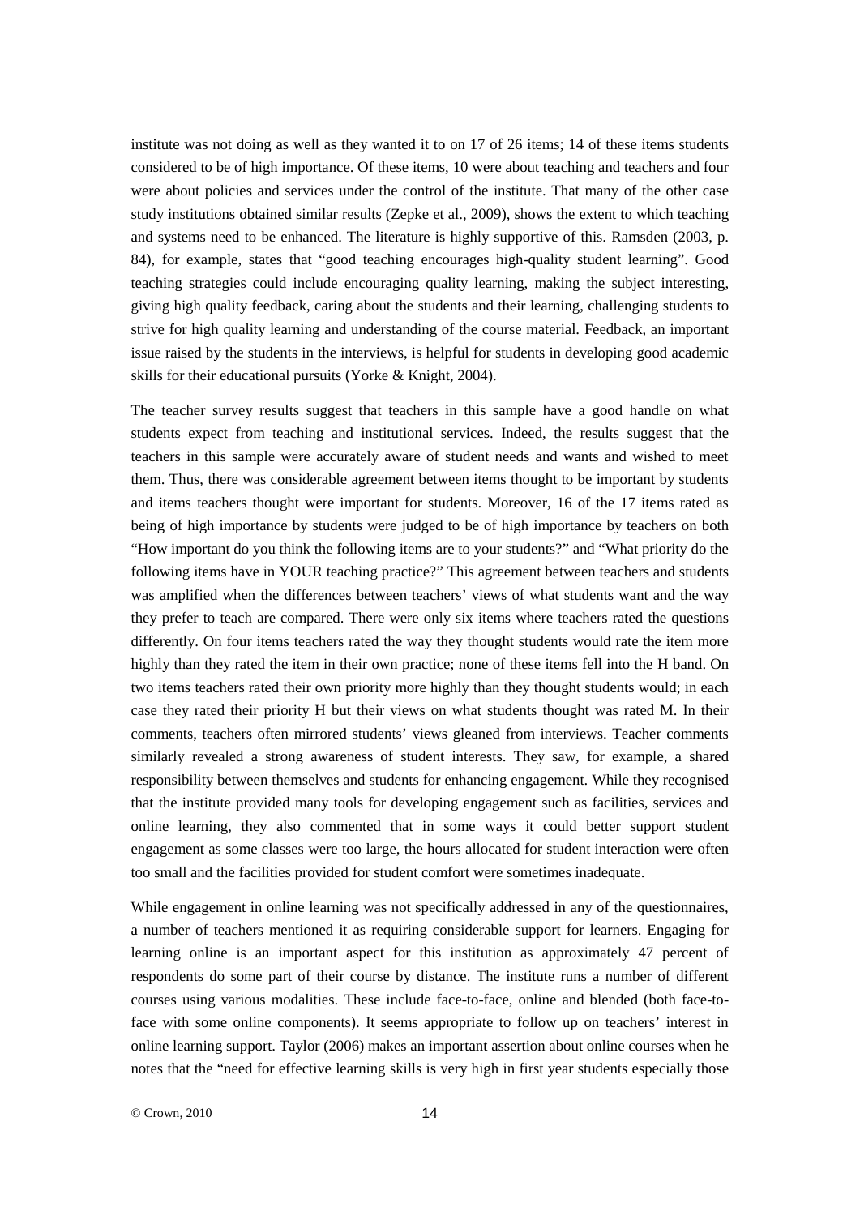institute was not doing as well as they wanted it to on 17 of 26 items; 14 of these items students considered to be of high importance. Of these items, 10 were about teaching and teachers and four were about policies and services under the control of the institute. That many of the other case study institutions obtained similar results (Zepke et al., 2009), shows the extent to which teaching and systems need to be enhanced. The literature is highly supportive of this. Ramsden (2003, p. 84), for example, states that "good teaching encourages high-quality student learning". Good teaching strategies could include encouraging quality learning, making the subject interesting, giving high quality feedback, caring about the students and their learning, challenging students to strive for high quality learning and understanding of the course material. Feedback, an important issue raised by the students in the interviews, is helpful for students in developing good academic skills for their educational pursuits (Yorke & Knight, 2004).

The teacher survey results suggest that teachers in this sample have a good handle on what students expect from teaching and institutional services. Indeed, the results suggest that the teachers in this sample were accurately aware of student needs and wants and wished to meet them. Thus, there was considerable agreement between items thought to be important by students and items teachers thought were important for students. Moreover, 16 of the 17 items rated as being of high importance by students were judged to be of high importance by teachers on both "How important do you think the following items are to your students?" and "What priority do the following items have in YOUR teaching practice?" This agreement between teachers and students was amplified when the differences between teachers' views of what students want and the way they prefer to teach are compared. There were only six items where teachers rated the questions differently. On four items teachers rated the way they thought students would rate the item more highly than they rated the item in their own practice; none of these items fell into the H band. On two items teachers rated their own priority more highly than they thought students would; in each case they rated their priority H but their views on what students thought was rated M. In their comments, teachers often mirrored students' views gleaned from interviews. Teacher comments similarly revealed a strong awareness of student interests. They saw, for example, a shared responsibility between themselves and students for enhancing engagement. While they recognised that the institute provided many tools for developing engagement such as facilities, services and online learning, they also commented that in some ways it could better support student engagement as some classes were too large, the hours allocated for student interaction were often too small and the facilities provided for student comfort were sometimes inadequate.

While engagement in online learning was not specifically addressed in any of the questionnaires, a number of teachers mentioned it as requiring considerable support for learners. Engaging for learning online is an important aspect for this institution as approximately 47 percent of respondents do some part of their course by distance. The institute runs a number of different courses using various modalities. These include face-to-face, online and blended (both face-to-face with some online components). It seems appropriate to follow up on teachers' interest in online learning support. Taylor (2006) makes an important assertion about online courses when he notes that the "need for effective learning skills is very high in first year students especially those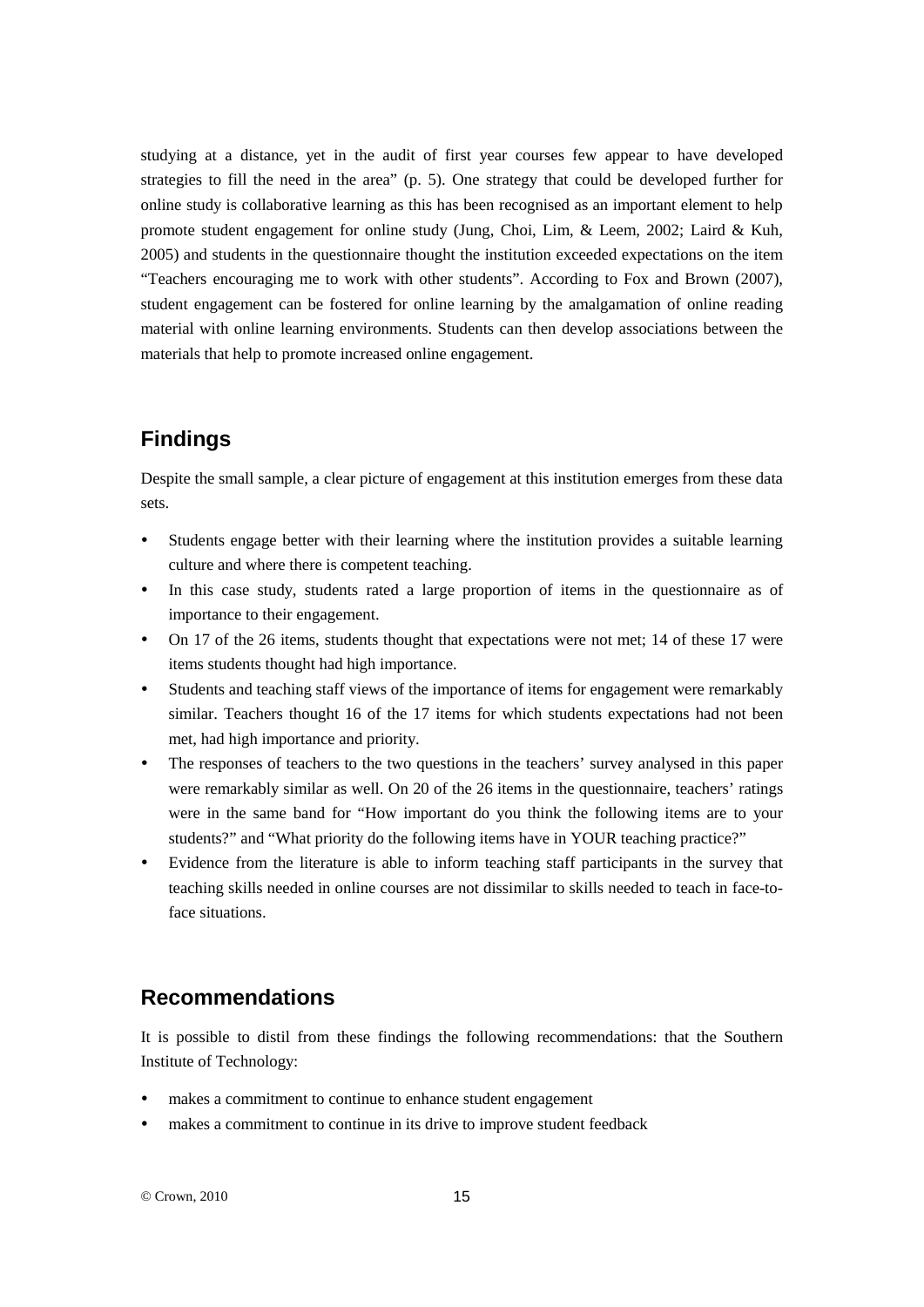studying at a distance, yet in the audit of first year courses few appear to have developed strategies to fill the need in the area" (p. 5). One strategy that could be developed further for online study is collaborative learning as this has been recognised as an important element to help promote student engagement for online study (Jung, Choi, Lim, & Leem, 2002; Laird & Kuh, 2005) and students in the questionnaire thought the institution exceeded expectations on the item "Teachers encouraging me to work with other students". According to Fox and Brown (2007), student engagement can be fostered for online learning by the amalgamation of online reading material with online learning environments. Students can then develop associations between the materials that help to promote increased online engagement.

## Findings

Despite the small sample, a clear picture of engagement at this institution emerges from these data sets.

- Students engage better with their learning where the institution provides a suitable learning culture and where there is competent teaching.
- In this case study, students rated a large proportion of items in the questionnaire as of importance to their engagement.
- On 17 of the 26 items, students thought that expectations were not met; 14 of these 17 were items students thought had high importance.
- Students and teaching staff views of the importance of items for engagement were remarkably similar. Teachers thought 16 of the 17 items for which students expectations had not been met, had high importance and priority.
- The responses of teachers to the two questions in the teachers' survey analysed in this paper were remarkably similar as well. On 20 of the 26 items in the questionnaire, teachers' ratings were in the same band for "How important do you think the following items are to your students?" and "What priority do the following items have in YOUR teaching practice?"
- Evidence from the literature is able to inform teaching staff participants in the survey that teaching skills needed in online courses are not dissimilar to skills needed to teach in face-to-face situations.

## Recommendations

It is possible to distil from these findings the following recommendations: that the Southern Institute of Technology:

- makes a commitment to continue to enhance student engagement
- makes a commitment to continue in its drive to improve student feedback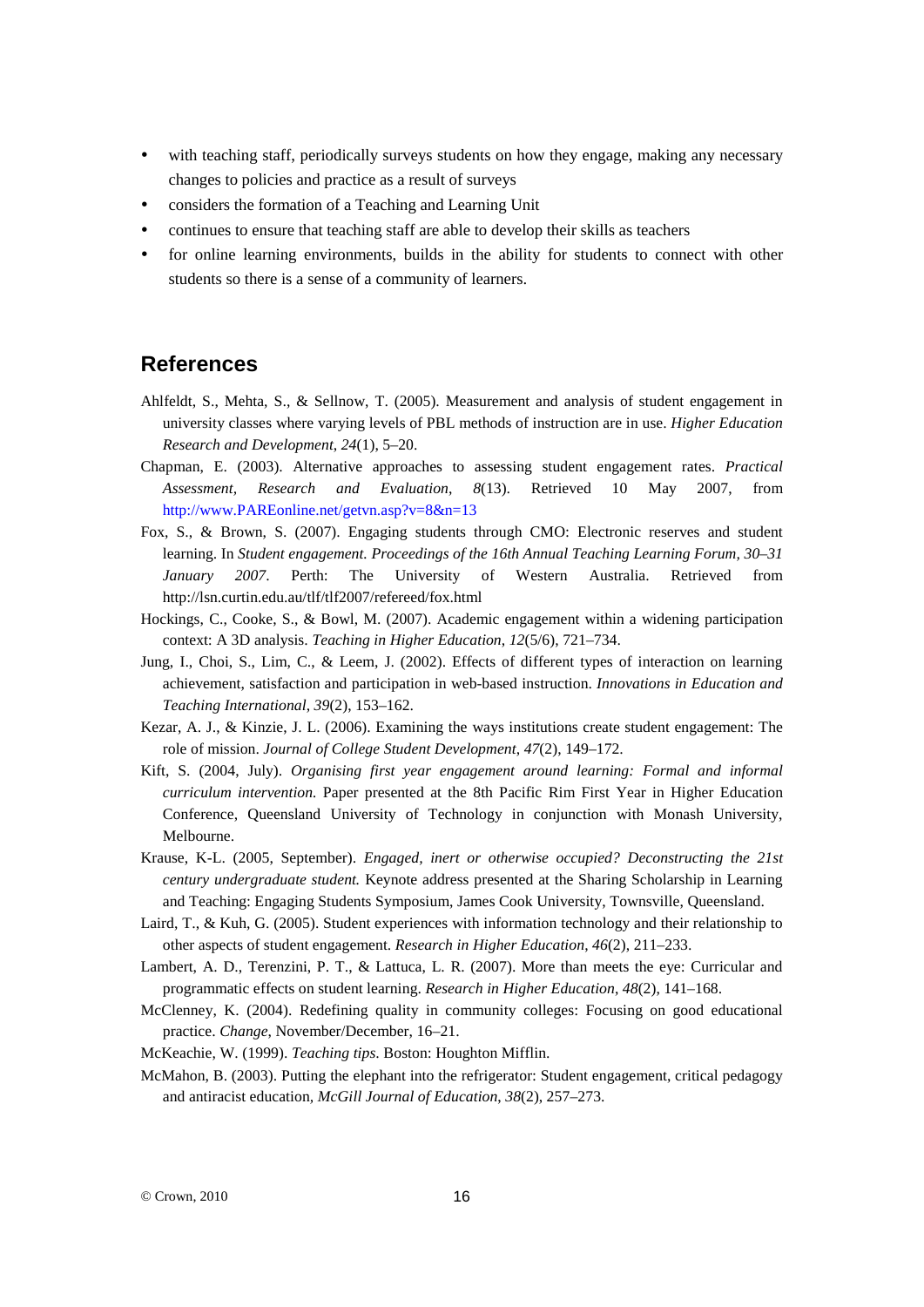- with teaching staff, periodically surveys students on how they engage, making any necessary changes to policies and practice as a result of surveys
- considers the formation of a Teaching and Learning Unit
- continues to ensure that teaching staff are able to develop their skills as teachers
- for online learning environments, builds in the ability for students to connect with other students so there is a sense of a community of learners.

## References

Ahlfeldt, S., Mehta, S., & Sellnow, T. (2005). Measurement and analysis of student engagement in university classes where varying levels of PBL methods of instruction are in use. *Higher Education Research and Development*, *24*(1), 5–20.

Chapman, E. (2003). Alternative approaches to assessing student engagement rates. *Practical Assessment, Research and Evaluation*, *8*(13). Retrieved 10 May 2007, from http://www.PAREonline.net/getvn.asp?v=8&n=13

Fox, S., & Brown, S. (2007). Engaging students through CMO: Electronic reserves and student learning. In *Student engagement. Proceedings of the 16th Annual Teaching Learning Forum, 30–31 January 2007*. Perth: The University of Western Australia. Retrieved from http://lsn.curtin.edu.au/tlf/tlf2007/refereed/fox.html

Hockings, C., Cooke, S., & Bowl, M. (2007). Academic engagement within a widening participation context: A 3D analysis. *Teaching in Higher Education*, *12*(5/6), 721–734.

Jung, I., Choi, S., Lim, C., & Leem, J. (2002). Effects of different types of interaction on learning achievement, satisfaction and participation in web-based instruction. *Innovations in Education and Teaching International*, *39*(2), 153–162.

Kezar, A. J., & Kinzie, J. L. (2006). Examining the ways institutions create student engagement: The role of mission. *Journal of College Student Development*, *47*(2), 149–172.

Kift, S. (2004, July). *Organising first year engagement around learning: Formal and informal curriculum intervention.* Paper presented at the 8th Pacific Rim First Year in Higher Education Conference, Queensland University of Technology in conjunction with Monash University, Melbourne.

Krause, K-L. (2005, September). *Engaged, inert or otherwise occupied? Deconstructing the 21st century undergraduate student.* Keynote address presented at the Sharing Scholarship in Learning and Teaching: Engaging Students Symposium, James Cook University, Townsville, Queensland.

Laird, T., & Kuh, G. (2005). Student experiences with information technology and their relationship to other aspects of student engagement. *Research in Higher Education*, *46*(2), 211–233.

Lambert, A. D., Terenzini, P. T., & Lattuca, L. R. (2007). More than meets the eye: Curricular and programmatic effects on student learning. *Research in Higher Education*, *48*(2), 141–168.

McClenney, K. (2004). Redefining quality in community colleges: Focusing on good educational practice. *Change*, November/December, 16–21.

McKeachie, W. (1999). *Teaching tips*. Boston: Houghton Mifflin.

McMahon, B. (2003). Putting the elephant into the refrigerator: Student engagement, critical pedagogy and antiracist education, *McGill Journal of Education*, *38*(2), 257–273.

© Crown, 2010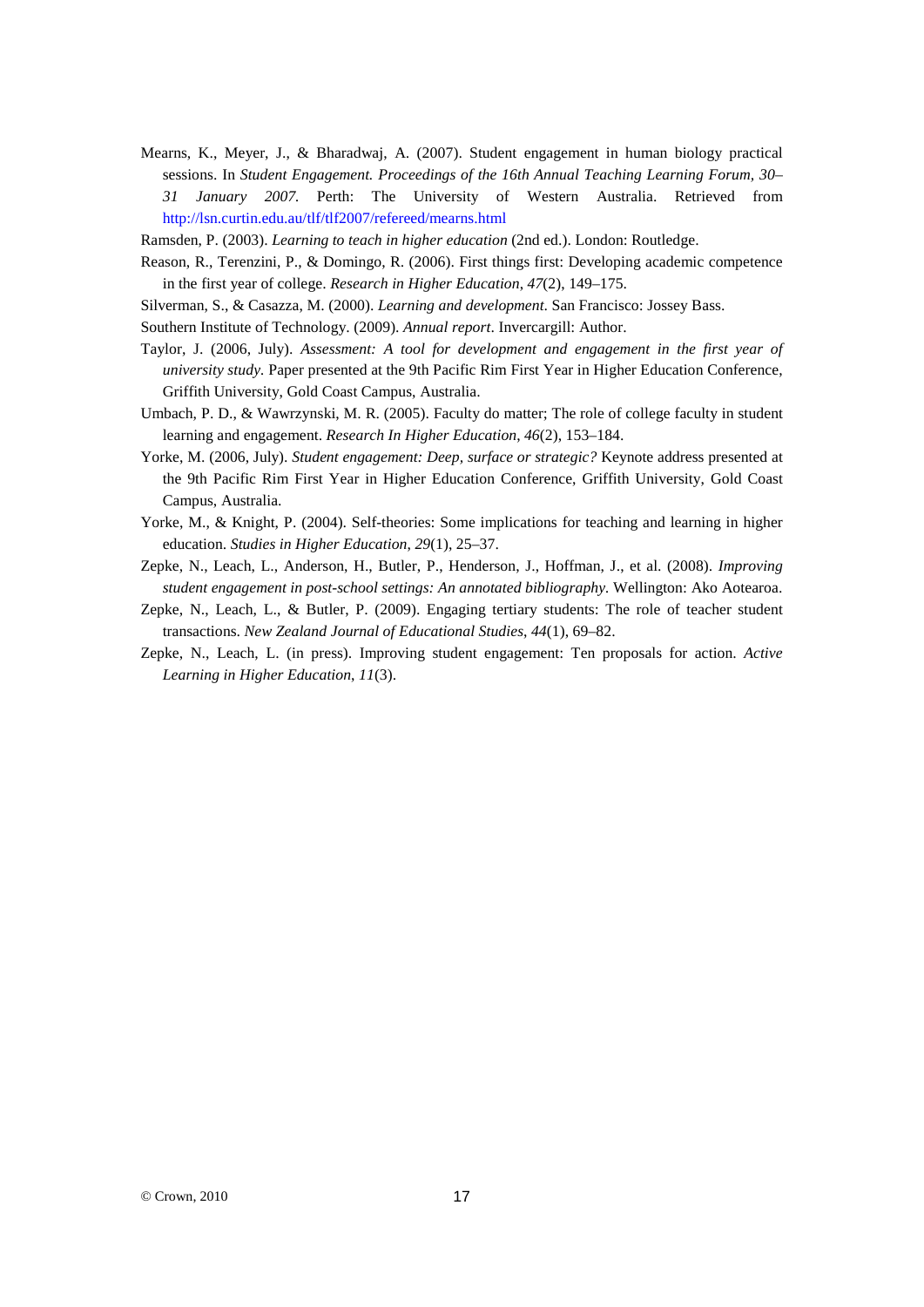Mearns, K., Meyer, J., & Bharadwaj, A. (2007). Student engagement in human biology practical sessions. In *Student Engagement. Proceedings of the 16th Annual Teaching Learning Forum, 30–31 January 2007.* Perth: The University of Western Australia. Retrieved from http://lsn.curtin.edu.au/tlf/tlf2007/refereed/mearns.html

Ramsden, P. (2003). *Learning to teach in higher education* (2nd ed.). London: Routledge.

Reason, R., Terenzini, P., & Domingo, R. (2006). First things first: Developing academic competence in the first year of college. *Research in Higher Education*, *47*(2), 149–175.

Silverman, S., & Casazza, M. (2000). *Learning and development*. San Francisco: Jossey Bass.

Southern Institute of Technology. (2009). *Annual report*. Invercargill: Author.

Taylor, J. (2006, July). *Assessment: A tool for development and engagement in the first year of university study.* Paper presented at the 9th Pacific Rim First Year in Higher Education Conference, Griffith University, Gold Coast Campus, Australia.

Umbach, P. D., & Wawrzynski, M. R. (2005). Faculty do matter; The role of college faculty in student learning and engagement. *Research In Higher Education*, *46*(2), 153–184.

Yorke, M. (2006, July). *Student engagement: Deep, surface or strategic?* Keynote address presented at the 9th Pacific Rim First Year in Higher Education Conference, Griffith University, Gold Coast Campus, Australia.

Yorke, M., & Knight, P. (2004). Self-theories: Some implications for teaching and learning in higher education. *Studies in Higher Education*, *29*(1), 25–37.

Zepke, N., Leach, L., Anderson, H., Butler, P., Henderson, J., Hoffman, J., et al. (2008). *Improving student engagement in post-school settings: An annotated bibliography*. Wellington: Ako Aotearoa.

Zepke, N., Leach, L., & Butler, P. (2009). Engaging tertiary students: The role of teacher student transactions. *New Zealand Journal of Educational Studies*, *44*(1), 69–82.

Zepke, N., Leach, L. (in press). Improving student engagement: Ten proposals for action. *Active Learning in Higher Education*, *11*(3).

© Crown, 2010